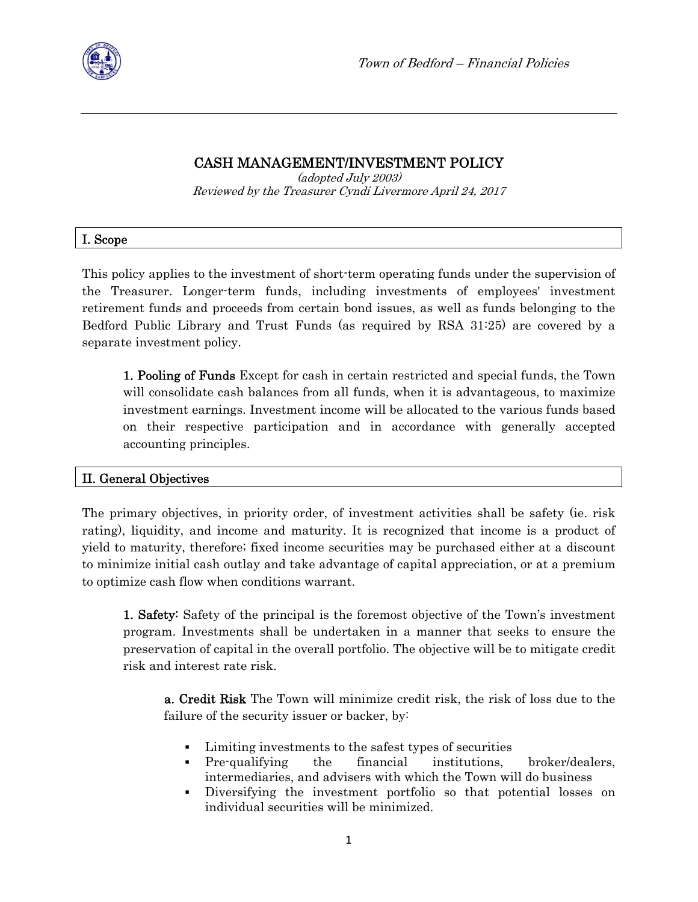# CASH MANAGEMENT/INVESTMENT POLICY

*(adopted July 2003)*
*Reviewed by the Treasurer Cyndi Livermore April 24, 2017*

## I. Scope

This policy applies to the investment of short-term operating funds under the supervision of the Treasurer. Longer-term funds, including investments of employees' investment retirement funds and proceeds from certain bond issues, as well as funds belonging to the Bedford Public Library and Trust Funds (as required by RSA 31:25) are covered by a separate investment policy.

**1. Pooling of Funds** Except for cash in certain restricted and special funds, the Town will consolidate cash balances from all funds, when it is advantageous, to maximize investment earnings. Investment income will be allocated to the various funds based on their respective participation and in accordance with generally accepted accounting principles.

## II. General Objectives

The primary objectives, in priority order, of investment activities shall be safety (ie. risk rating), liquidity, and income and maturity. It is recognized that income is a product of yield to maturity, therefore; fixed income securities may be purchased either at a discount to minimize initial cash outlay and take advantage of capital appreciation, or at a premium to optimize cash flow when conditions warrant.

**1. Safety:** Safety of the principal is the foremost objective of the Town's investment program. Investments shall be undertaken in a manner that seeks to ensure the preservation of capital in the overall portfolio. The objective will be to mitigate credit risk and interest rate risk.

**a. Credit Risk** The Town will minimize credit risk, the risk of loss due to the failure of the security issuer or backer, by:

- Limiting investments to the safest types of securities
- Pre-qualifying the financial institutions, broker/dealers, intermediaries, and advisers with which the Town will do business
- Diversifying the investment portfolio so that potential losses on individual securities will be minimized.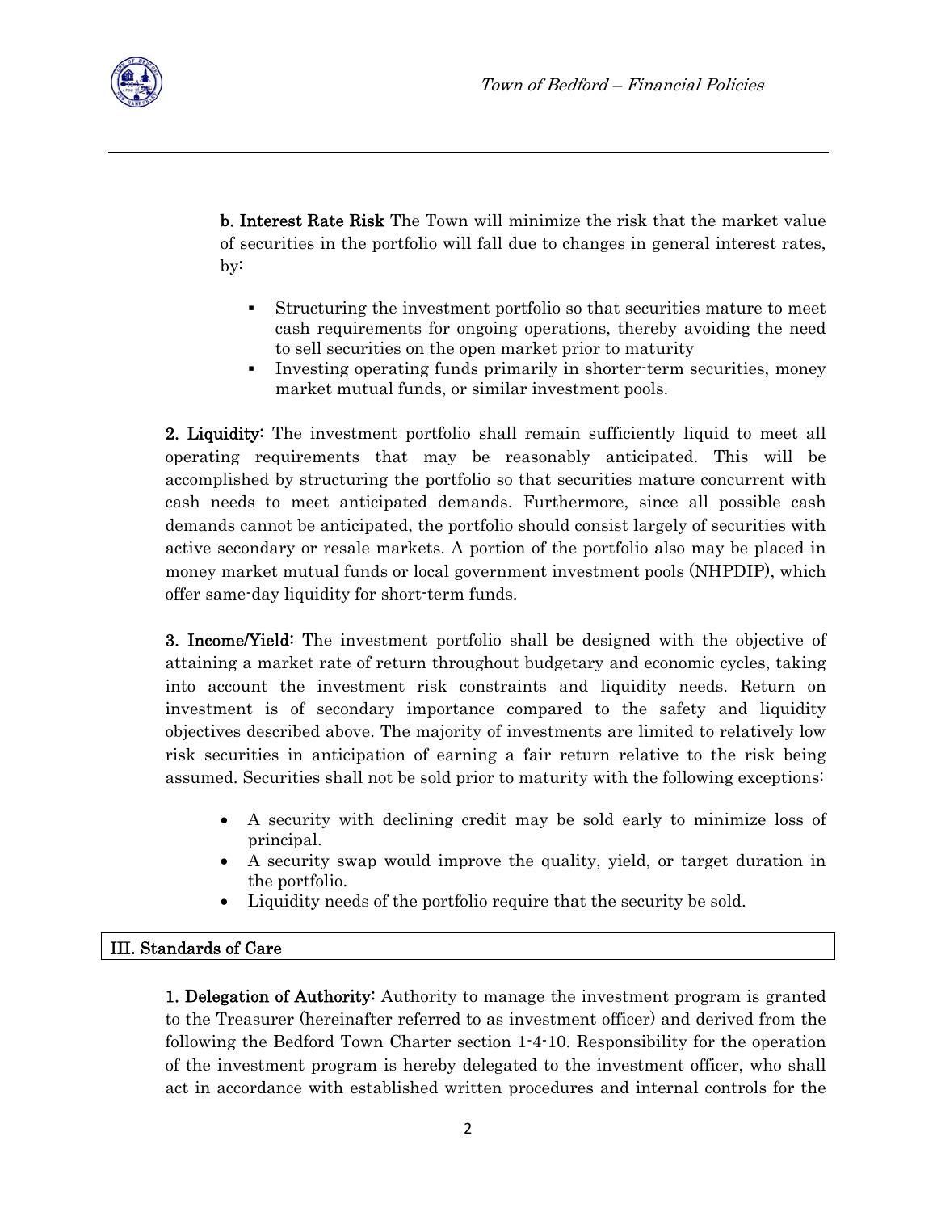**b. Interest Rate Risk** The Town will minimize the risk that the market value of securities in the portfolio will fall due to changes in general interest rates, by:

- Structuring the investment portfolio so that securities mature to meet cash requirements for ongoing operations, thereby avoiding the need to sell securities on the open market prior to maturity
- Investing operating funds primarily in shorter-term securities, money market mutual funds, or similar investment pools.

**2. Liquidity:** The investment portfolio shall remain sufficiently liquid to meet all operating requirements that may be reasonably anticipated. This will be accomplished by structuring the portfolio so that securities mature concurrent with cash needs to meet anticipated demands. Furthermore, since all possible cash demands cannot be anticipated, the portfolio should consist largely of securities with active secondary or resale markets. A portion of the portfolio also may be placed in money market mutual funds or local government investment pools (NHPDIP), which offer same-day liquidity for short-term funds.

**3. Income/Yield:** The investment portfolio shall be designed with the objective of attaining a market rate of return throughout budgetary and economic cycles, taking into account the investment risk constraints and liquidity needs. Return on investment is of secondary importance compared to the safety and liquidity objectives described above. The majority of investments are limited to relatively low risk securities in anticipation of earning a fair return relative to the risk being assumed. Securities shall not be sold prior to maturity with the following exceptions:

- A security with declining credit may be sold early to minimize loss of principal.
- A security swap would improve the quality, yield, or target duration in the portfolio.
- Liquidity needs of the portfolio require that the security be sold.

## III. Standards of Care

**1. Delegation of Authority:** Authority to manage the investment program is granted to the Treasurer (hereinafter referred to as investment officer) and derived from the following the Bedford Town Charter section 1-4-10. Responsibility for the operation of the investment program is hereby delegated to the investment officer, who shall act in accordance with established written procedures and internal controls for the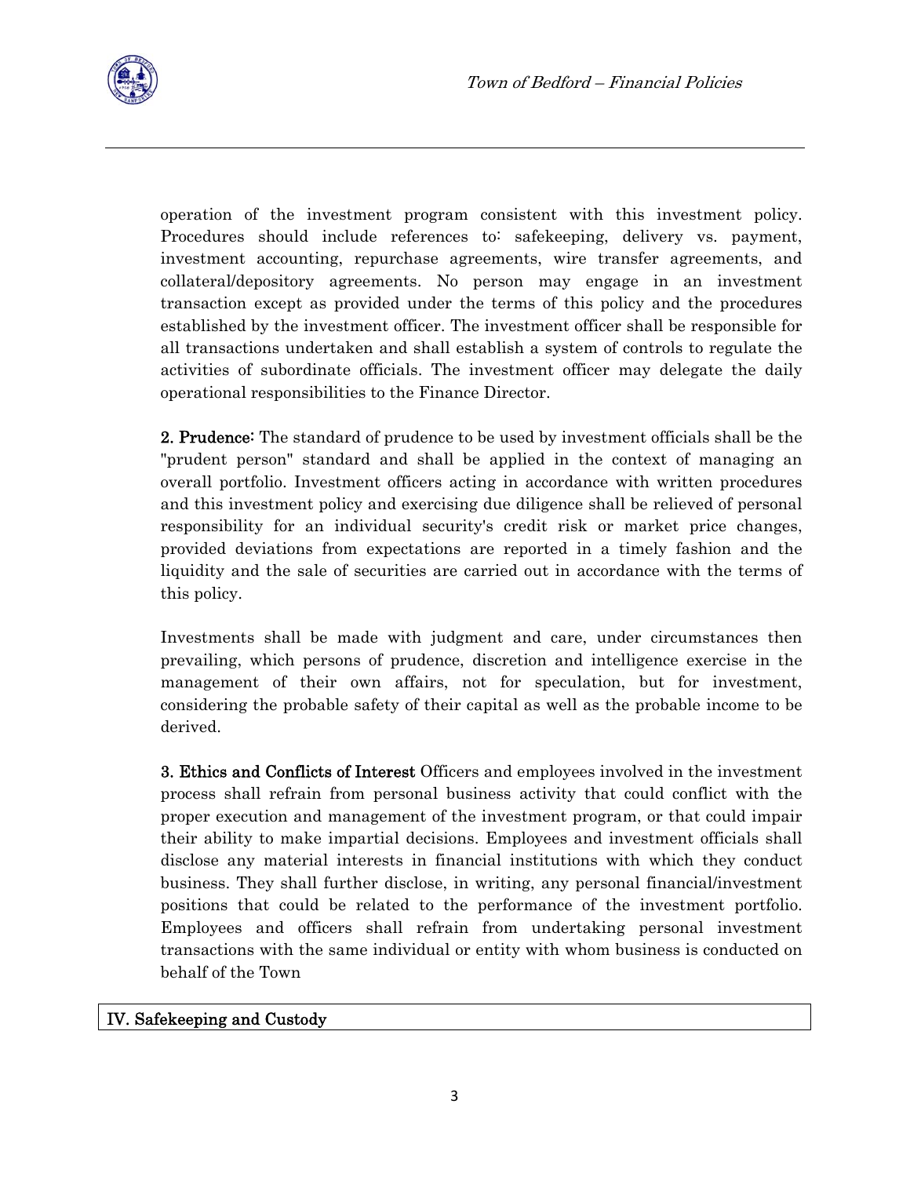operation of the investment program consistent with this investment policy. Procedures should include references to: safekeeping, delivery vs. payment, investment accounting, repurchase agreements, wire transfer agreements, and collateral/depository agreements. No person may engage in an investment transaction except as provided under the terms of this policy and the procedures established by the investment officer. The investment officer shall be responsible for all transactions undertaken and shall establish a system of controls to regulate the activities of subordinate officials. The investment officer may delegate the daily operational responsibilities to the Finance Director.

**2. Prudence:** The standard of prudence to be used by investment officials shall be the "prudent person" standard and shall be applied in the context of managing an overall portfolio. Investment officers acting in accordance with written procedures and this investment policy and exercising due diligence shall be relieved of personal responsibility for an individual security's credit risk or market price changes, provided deviations from expectations are reported in a timely fashion and the liquidity and the sale of securities are carried out in accordance with the terms of this policy.

Investments shall be made with judgment and care, under circumstances then prevailing, which persons of prudence, discretion and intelligence exercise in the management of their own affairs, not for speculation, but for investment, considering the probable safety of their capital as well as the probable income to be derived.

**3. Ethics and Conflicts of Interest** Officers and employees involved in the investment process shall refrain from personal business activity that could conflict with the proper execution and management of the investment program, or that could impair their ability to make impartial decisions. Employees and investment officials shall disclose any material interests in financial institutions with which they conduct business. They shall further disclose, in writing, any personal financial/investment positions that could be related to the performance of the investment portfolio. Employees and officers shall refrain from undertaking personal investment transactions with the same individual or entity with whom business is conducted on behalf of the Town

## IV. Safekeeping and Custody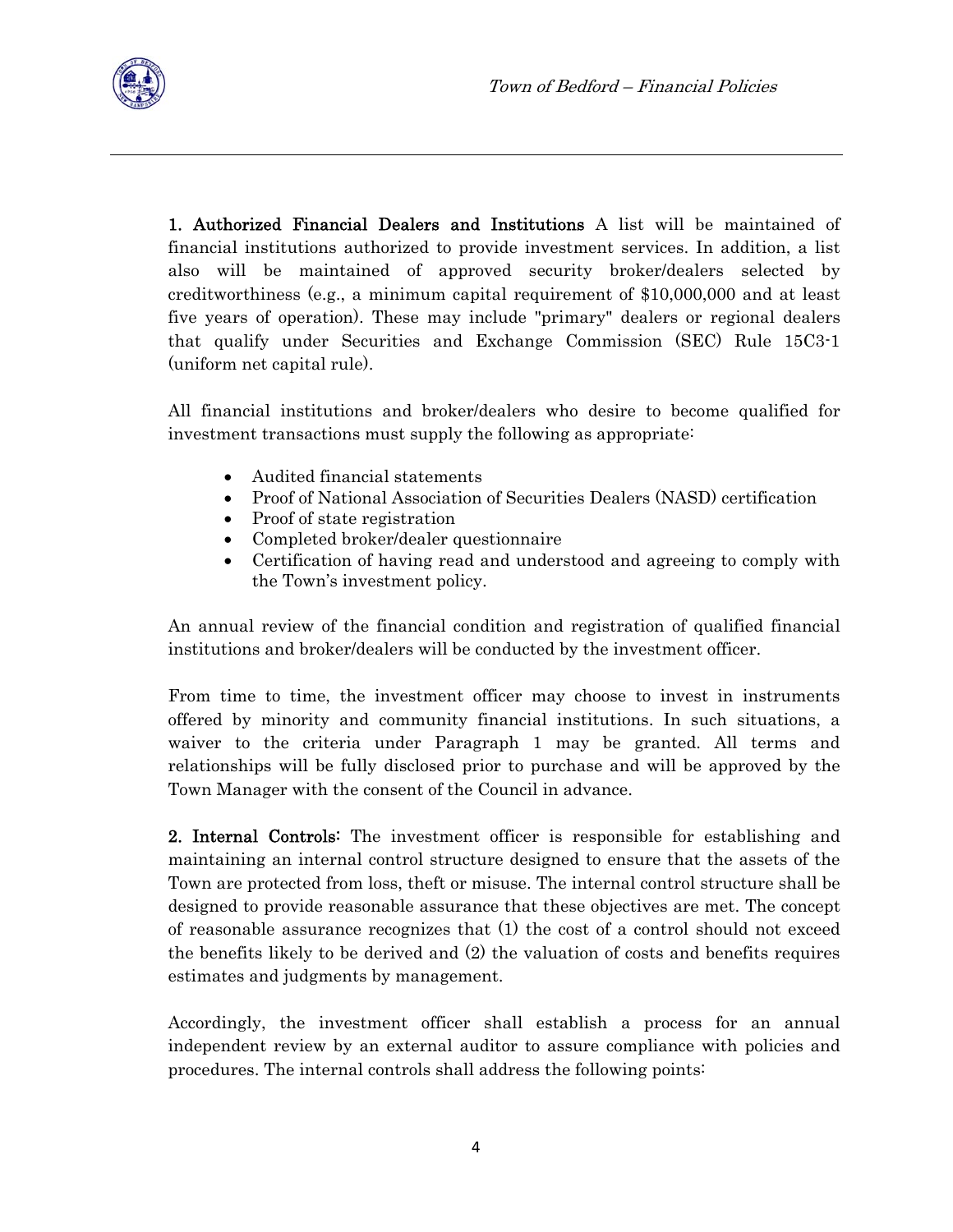**1. Authorized Financial Dealers and Institutions** A list will be maintained of financial institutions authorized to provide investment services. In addition, a list also will be maintained of approved security broker/dealers selected by creditworthiness (e.g., a minimum capital requirement of $10,000,000 and at least five years of operation). These may include "primary" dealers or regional dealers that qualify under Securities and Exchange Commission (SEC) Rule 15C3-1 (uniform net capital rule).

All financial institutions and broker/dealers who desire to become qualified for investment transactions must supply the following as appropriate:

- Audited financial statements
- Proof of National Association of Securities Dealers (NASD) certification
- Proof of state registration
- Completed broker/dealer questionnaire
- Certification of having read and understood and agreeing to comply with the Town's investment policy.

An annual review of the financial condition and registration of qualified financial institutions and broker/dealers will be conducted by the investment officer.

From time to time, the investment officer may choose to invest in instruments offered by minority and community financial institutions. In such situations, a waiver to the criteria under Paragraph 1 may be granted. All terms and relationships will be fully disclosed prior to purchase and will be approved by the Town Manager with the consent of the Council in advance.

**2. Internal Controls:** The investment officer is responsible for establishing and maintaining an internal control structure designed to ensure that the assets of the Town are protected from loss, theft or misuse. The internal control structure shall be designed to provide reasonable assurance that these objectives are met. The concept of reasonable assurance recognizes that (1) the cost of a control should not exceed the benefits likely to be derived and (2) the valuation of costs and benefits requires estimates and judgments by management.

Accordingly, the investment officer shall establish a process for an annual independent review by an external auditor to assure compliance with policies and procedures. The internal controls shall address the following points: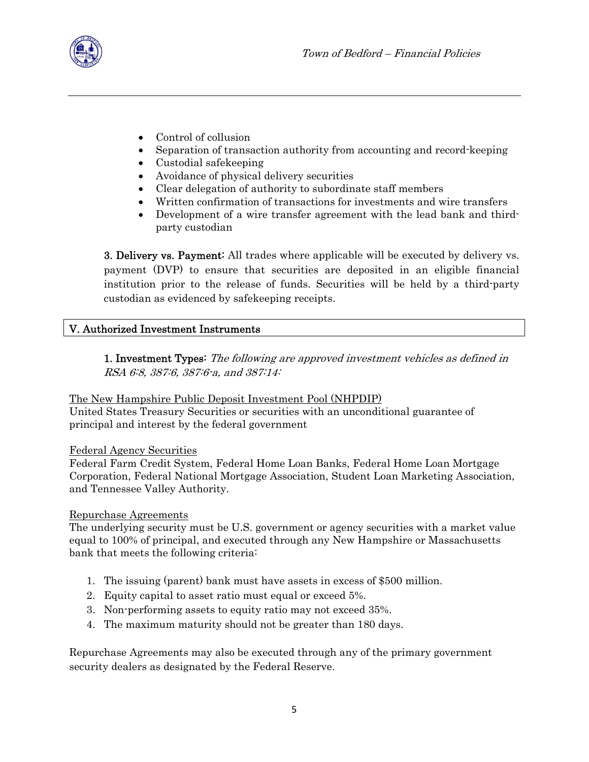- Control of collusion
- Separation of transaction authority from accounting and record-keeping
- Custodial safekeeping
- Avoidance of physical delivery securities
- Clear delegation of authority to subordinate staff members
- Written confirmation of transactions for investments and wire transfers
- Development of a wire transfer agreement with the lead bank and third-party custodian

**3. Delivery vs. Payment:** All trades where applicable will be executed by delivery vs. payment (DVP) to ensure that securities are deposited in an eligible financial institution prior to the release of funds. Securities will be held by a third-party custodian as evidenced by safekeeping receipts.

## V. Authorized Investment Instruments

**1. Investment Types:** *The following are approved investment vehicles as defined in RSA 6:8, 387:6, 387:6-a, and 387:14:*

The New Hampshire Public Deposit Investment Pool (NHPDIP)
United States Treasury Securities or securities with an unconditional guarantee of principal and interest by the federal government

Federal Agency Securities
Federal Farm Credit System, Federal Home Loan Banks, Federal Home Loan Mortgage Corporation, Federal National Mortgage Association, Student Loan Marketing Association, and Tennessee Valley Authority.

Repurchase Agreements
The underlying security must be U.S. government or agency securities with a market value equal to 100% of principal, and executed through any New Hampshire or Massachusetts bank that meets the following criteria:

1. The issuing (parent) bank must have assets in excess of $500 million.
2. Equity capital to asset ratio must equal or exceed 5%.
3. Non-performing assets to equity ratio may not exceed 35%.
4. The maximum maturity should not be greater than 180 days.

Repurchase Agreements may also be executed through any of the primary government security dealers as designated by the Federal Reserve.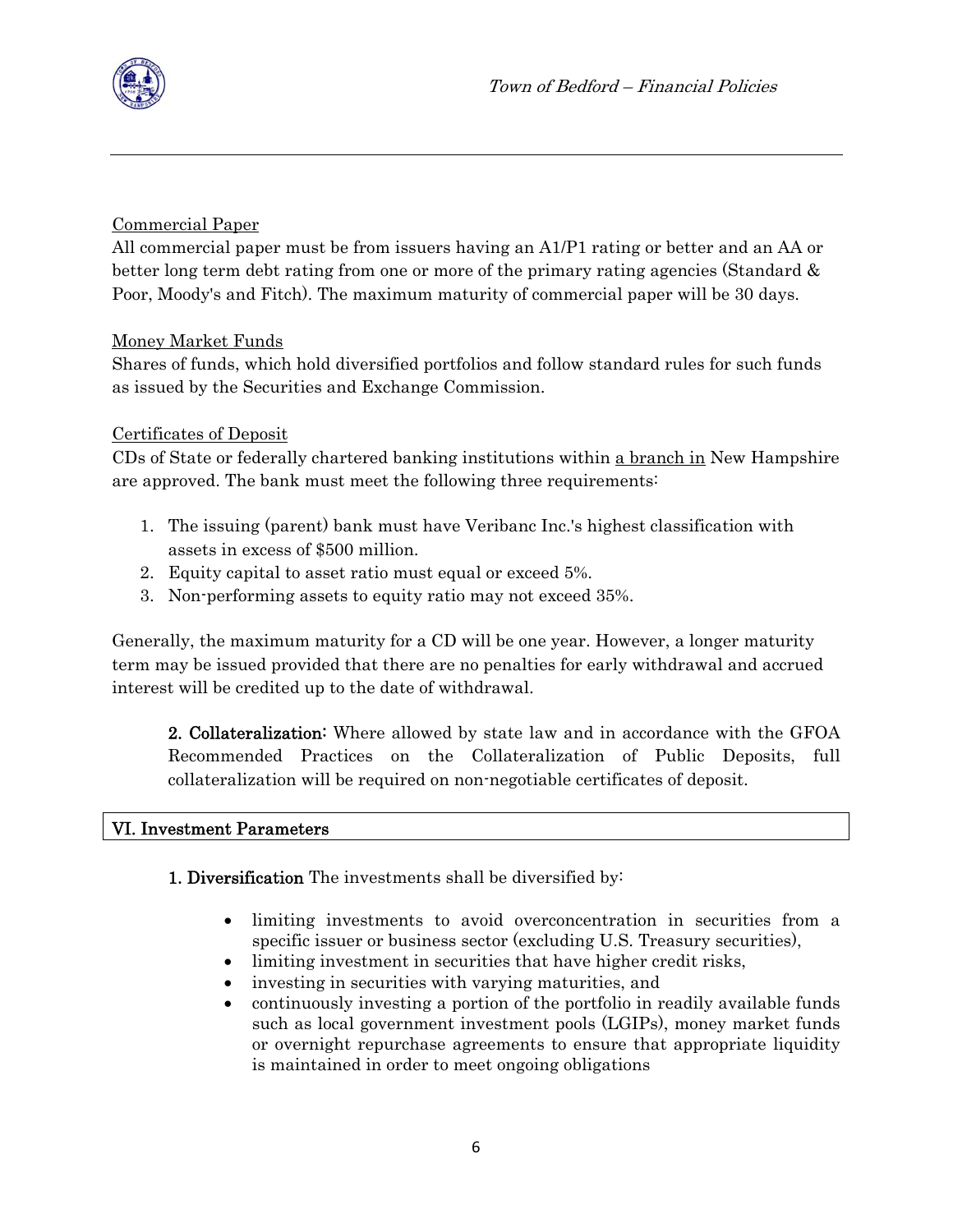Commercial Paper

All commercial paper must be from issuers having an A1/P1 rating or better and an AA or better long term debt rating from one or more of the primary rating agencies (Standard & Poor, Moody's and Fitch). The maximum maturity of commercial paper will be 30 days.

Money Market Funds

Shares of funds, which hold diversified portfolios and follow standard rules for such funds as issued by the Securities and Exchange Commission.

Certificates of Deposit

CDs of State or federally chartered banking institutions within a branch in New Hampshire are approved. The bank must meet the following three requirements:

1. The issuing (parent) bank must have Veribanc Inc.'s highest classification with assets in excess of $500 million.
2. Equity capital to asset ratio must equal or exceed 5%.
3. Non-performing assets to equity ratio may not exceed 35%.

Generally, the maximum maturity for a CD will be one year. However, a longer maturity term may be issued provided that there are no penalties for early withdrawal and accrued interest will be credited up to the date of withdrawal.

**2. Collateralization:** Where allowed by state law and in accordance with the GFOA Recommended Practices on the Collateralization of Public Deposits, full collateralization will be required on non-negotiable certificates of deposit.

## VI. Investment Parameters

**1. Diversification** The investments shall be diversified by:

- limiting investments to avoid overconcentration in securities from a specific issuer or business sector (excluding U.S. Treasury securities),
- limiting investment in securities that have higher credit risks,
- investing in securities with varying maturities, and
- continuously investing a portion of the portfolio in readily available funds such as local government investment pools (LGIPs), money market funds or overnight repurchase agreements to ensure that appropriate liquidity is maintained in order to meet ongoing obligations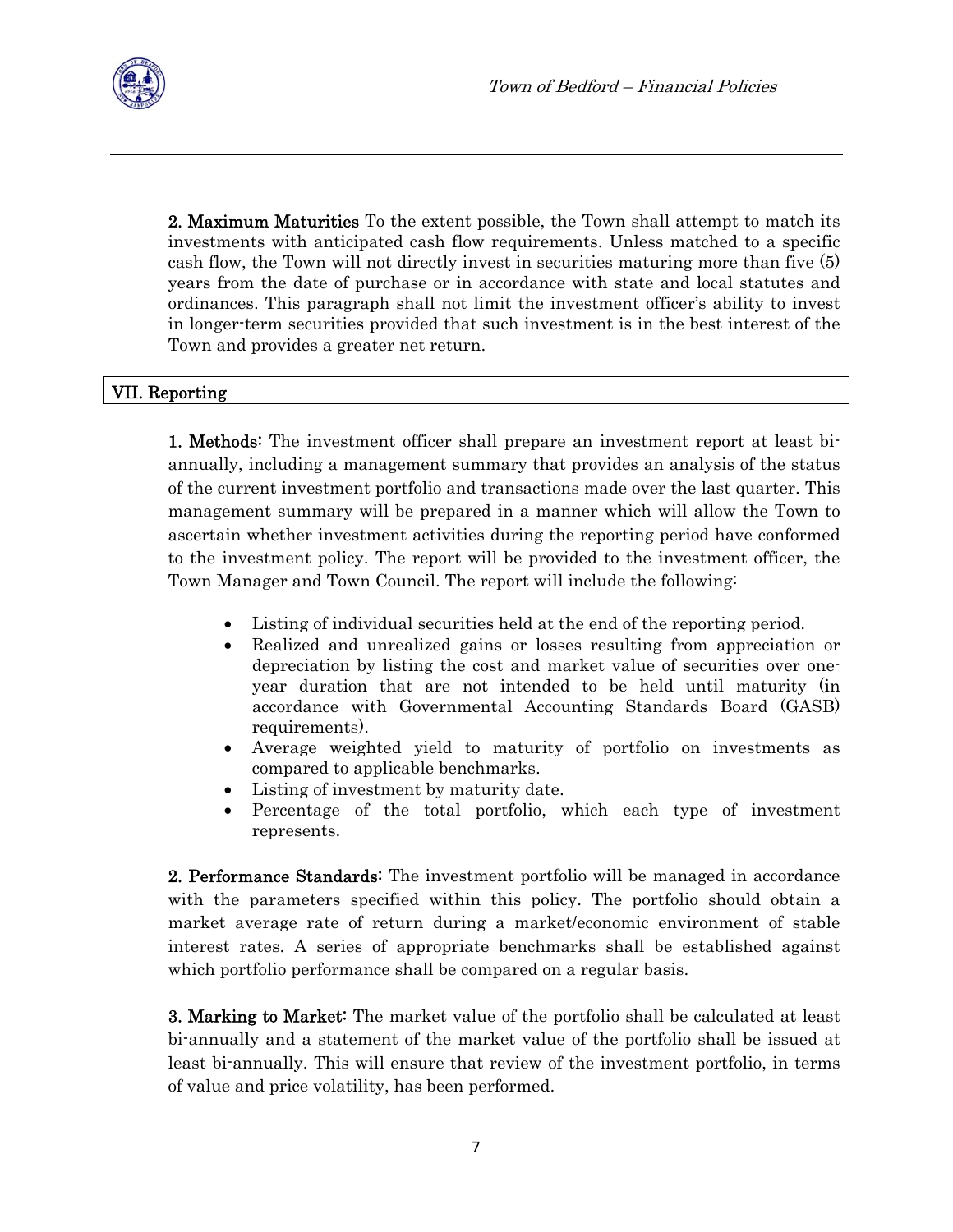**2. Maximum Maturities** To the extent possible, the Town shall attempt to match its investments with anticipated cash flow requirements. Unless matched to a specific cash flow, the Town will not directly invest in securities maturing more than five (5) years from the date of purchase or in accordance with state and local statutes and ordinances. This paragraph shall not limit the investment officer's ability to invest in longer-term securities provided that such investment is in the best interest of the Town and provides a greater net return.

## VII. Reporting

**1. Methods:** The investment officer shall prepare an investment report at least bi-annually, including a management summary that provides an analysis of the status of the current investment portfolio and transactions made over the last quarter. This management summary will be prepared in a manner which will allow the Town to ascertain whether investment activities during the reporting period have conformed to the investment policy. The report will be provided to the investment officer, the Town Manager and Town Council. The report will include the following:

- Listing of individual securities held at the end of the reporting period.
- Realized and unrealized gains or losses resulting from appreciation or depreciation by listing the cost and market value of securities over one-year duration that are not intended to be held until maturity (in accordance with Governmental Accounting Standards Board (GASB) requirements).
- Average weighted yield to maturity of portfolio on investments as compared to applicable benchmarks.
- Listing of investment by maturity date.
- Percentage of the total portfolio, which each type of investment represents.

**2. Performance Standards:** The investment portfolio will be managed in accordance with the parameters specified within this policy. The portfolio should obtain a market average rate of return during a market/economic environment of stable interest rates. A series of appropriate benchmarks shall be established against which portfolio performance shall be compared on a regular basis.

**3. Marking to Market:** The market value of the portfolio shall be calculated at least bi-annually and a statement of the market value of the portfolio shall be issued at least bi-annually. This will ensure that review of the investment portfolio, in terms of value and price volatility, has been performed.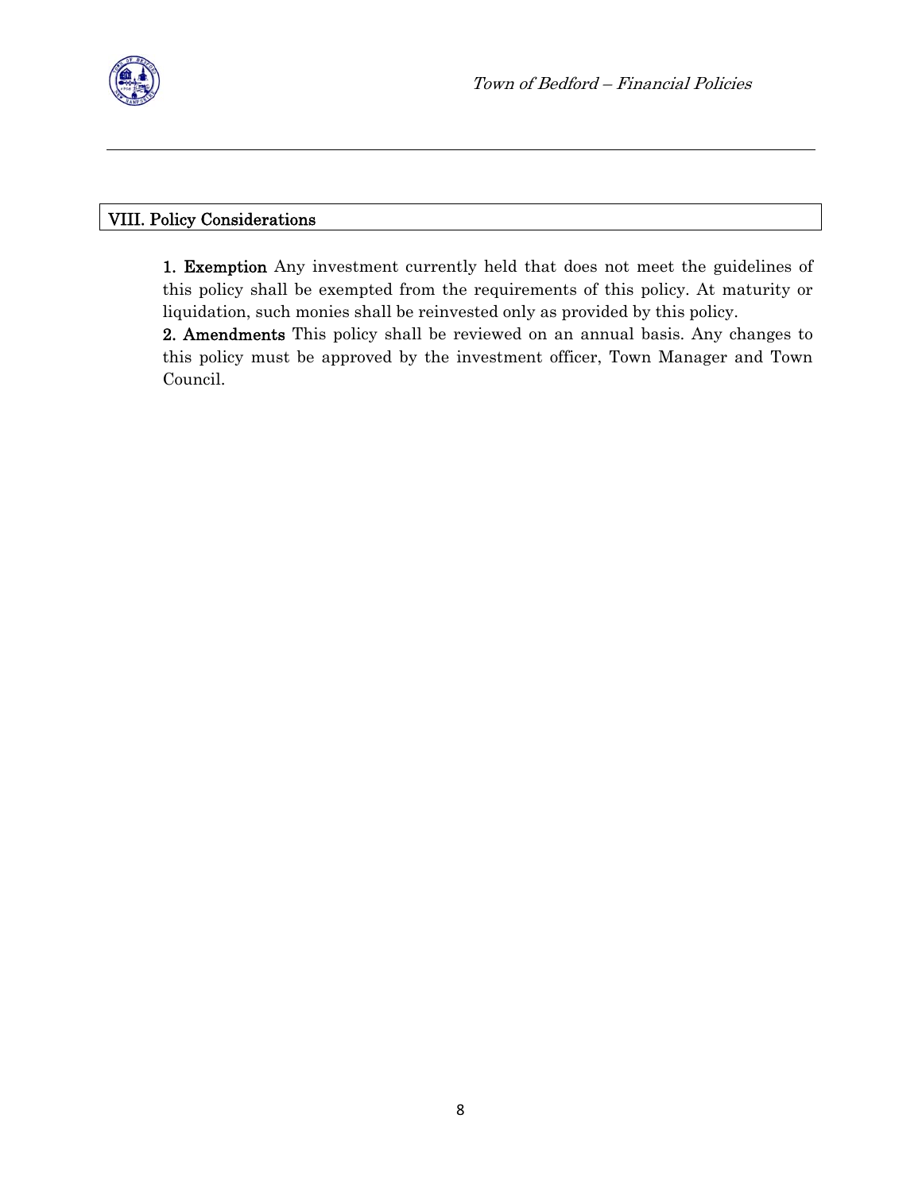## VIII. Policy Considerations

**1. Exemption** Any investment currently held that does not meet the guidelines of this policy shall be exempted from the requirements of this policy. At maturity or liquidation, such monies shall be reinvested only as provided by this policy.

**2. Amendments** This policy shall be reviewed on an annual basis. Any changes to this policy must be approved by the investment officer, Town Manager and Town Council.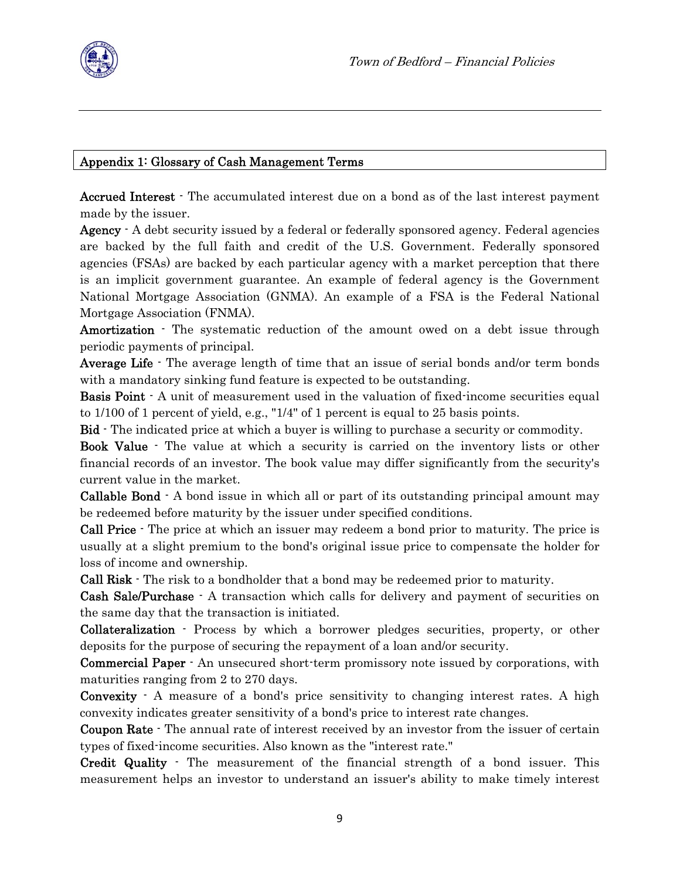## Appendix 1: Glossary of Cash Management Terms

**Accrued Interest** - The accumulated interest due on a bond as of the last interest payment made by the issuer.

**Agency** - A debt security issued by a federal or federally sponsored agency. Federal agencies are backed by the full faith and credit of the U.S. Government. Federally sponsored agencies (FSAs) are backed by each particular agency with a market perception that there is an implicit government guarantee. An example of federal agency is the Government National Mortgage Association (GNMA). An example of a FSA is the Federal National Mortgage Association (FNMA).

**Amortization** - The systematic reduction of the amount owed on a debt issue through periodic payments of principal.

**Average Life** - The average length of time that an issue of serial bonds and/or term bonds with a mandatory sinking fund feature is expected to be outstanding.

**Basis Point** - A unit of measurement used in the valuation of fixed-income securities equal to 1/100 of 1 percent of yield, e.g., "1/4" of 1 percent is equal to 25 basis points.

**Bid** - The indicated price at which a buyer is willing to purchase a security or commodity.

**Book Value** - The value at which a security is carried on the inventory lists or other financial records of an investor. The book value may differ significantly from the security's current value in the market.

**Callable Bond** - A bond issue in which all or part of its outstanding principal amount may be redeemed before maturity by the issuer under specified conditions.

**Call Price** - The price at which an issuer may redeem a bond prior to maturity. The price is usually at a slight premium to the bond's original issue price to compensate the holder for loss of income and ownership.

**Call Risk** - The risk to a bondholder that a bond may be redeemed prior to maturity.

**Cash Sale/Purchase** - A transaction which calls for delivery and payment of securities on the same day that the transaction is initiated.

**Collateralization** - Process by which a borrower pledges securities, property, or other deposits for the purpose of securing the repayment of a loan and/or security.

**Commercial Paper** - An unsecured short-term promissory note issued by corporations, with maturities ranging from 2 to 270 days.

**Convexity** - A measure of a bond's price sensitivity to changing interest rates. A high convexity indicates greater sensitivity of a bond's price to interest rate changes.

**Coupon Rate** - The annual rate of interest received by an investor from the issuer of certain types of fixed-income securities. Also known as the "interest rate."

**Credit Quality** - The measurement of the financial strength of a bond issuer. This measurement helps an investor to understand an issuer's ability to make timely interest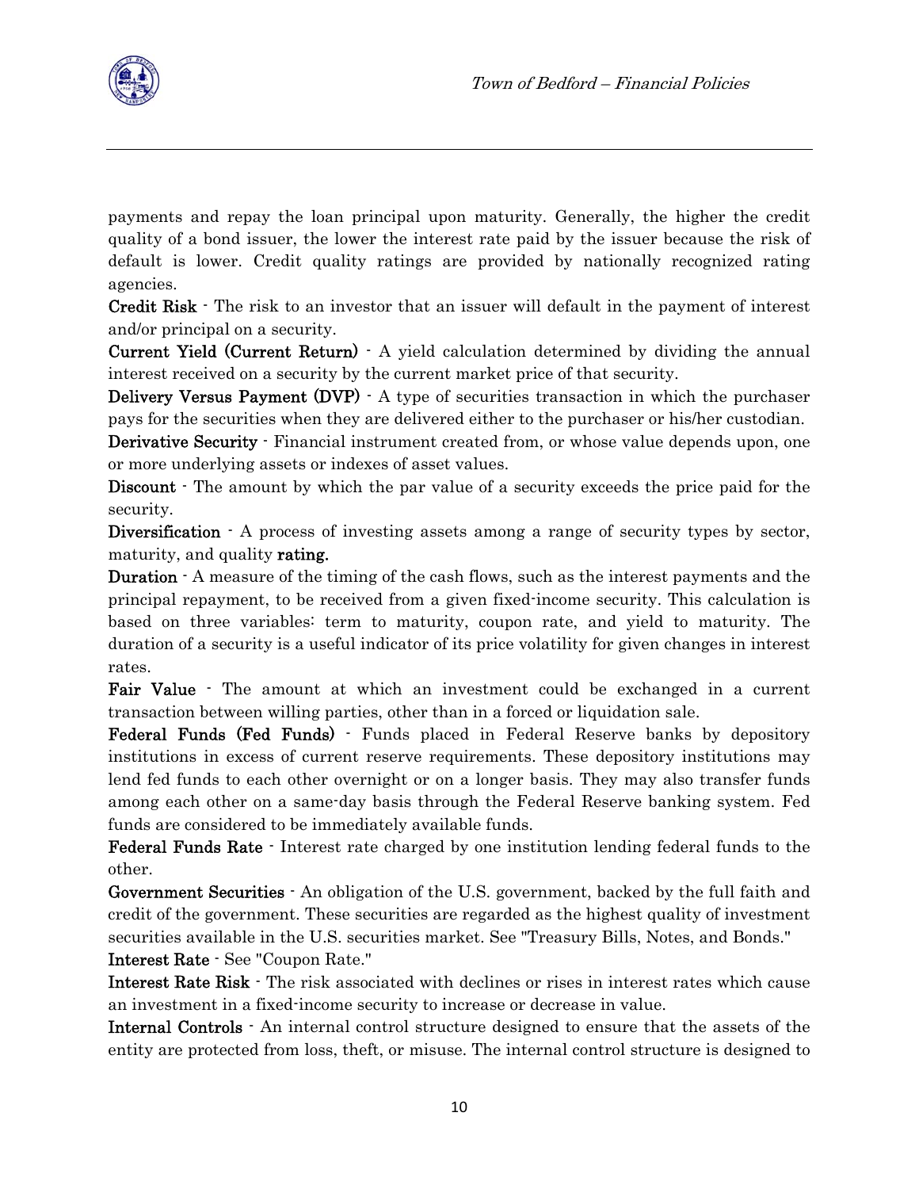payments and repay the loan principal upon maturity. Generally, the higher the credit quality of a bond issuer, the lower the interest rate paid by the issuer because the risk of default is lower. Credit quality ratings are provided by nationally recognized rating agencies.

**Credit Risk** - The risk to an investor that an issuer will default in the payment of interest and/or principal on a security.

**Current Yield (Current Return)** - A yield calculation determined by dividing the annual interest received on a security by the current market price of that security.

**Delivery Versus Payment (DVP)** - A type of securities transaction in which the purchaser pays for the securities when they are delivered either to the purchaser or his/her custodian.

**Derivative Security** - Financial instrument created from, or whose value depends upon, one or more underlying assets or indexes of asset values.

**Discount** - The amount by which the par value of a security exceeds the price paid for the security.

**Diversification** - A process of investing assets among a range of security types by sector, maturity, and quality **rating.**

**Duration** - A measure of the timing of the cash flows, such as the interest payments and the principal repayment, to be received from a given fixed-income security. This calculation is based on three variables: term to maturity, coupon rate, and yield to maturity. The duration of a security is a useful indicator of its price volatility for given changes in interest rates.

**Fair Value** - The amount at which an investment could be exchanged in a current transaction between willing parties, other than in a forced or liquidation sale.

**Federal Funds (Fed Funds)** - Funds placed in Federal Reserve banks by depository institutions in excess of current reserve requirements. These depository institutions may lend fed funds to each other overnight or on a longer basis. They may also transfer funds among each other on a same-day basis through the Federal Reserve banking system. Fed funds are considered to be immediately available funds.

**Federal Funds Rate** - Interest rate charged by one institution lending federal funds to the other.

**Government Securities** - An obligation of the U.S. government, backed by the full faith and credit of the government. These securities are regarded as the highest quality of investment securities available in the U.S. securities market. See "Treasury Bills, Notes, and Bonds."

**Interest Rate** - See "Coupon Rate."

**Interest Rate Risk** - The risk associated with declines or rises in interest rates which cause an investment in a fixed-income security to increase or decrease in value.

**Internal Controls** - An internal control structure designed to ensure that the assets of the entity are protected from loss, theft, or misuse. The internal control structure is designed to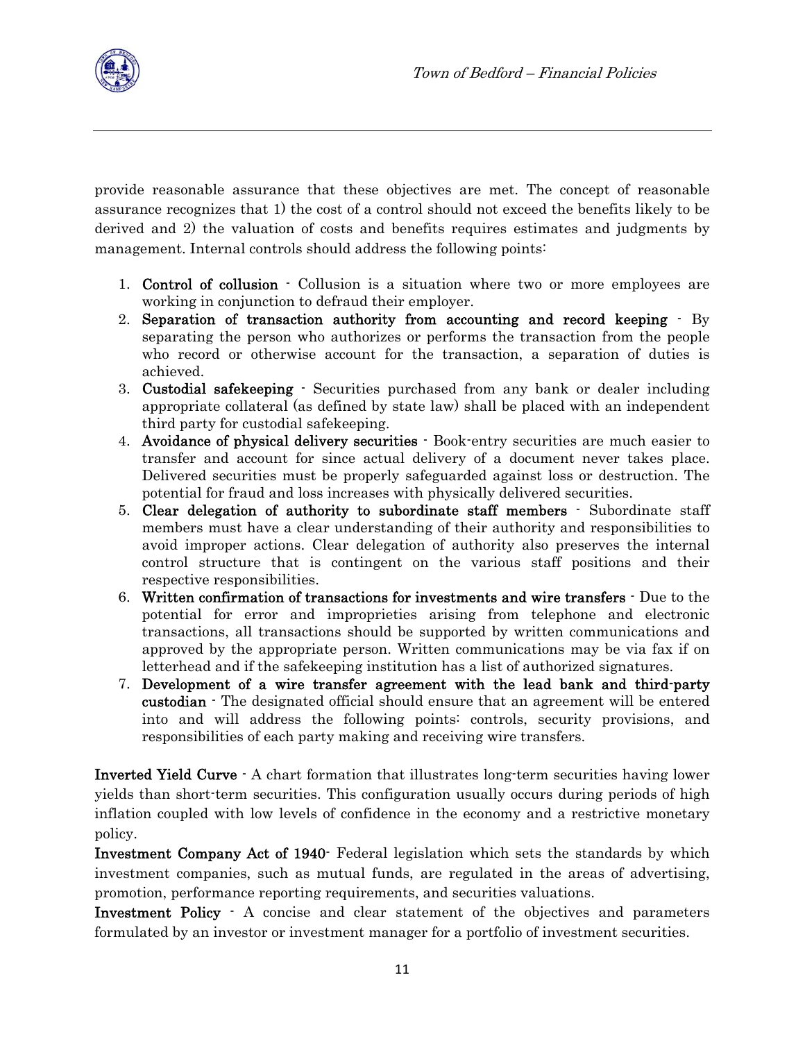provide reasonable assurance that these objectives are met. The concept of reasonable assurance recognizes that 1) the cost of a control should not exceed the benefits likely to be derived and 2) the valuation of costs and benefits requires estimates and judgments by management. Internal controls should address the following points:

1. **Control of collusion** - Collusion is a situation where two or more employees are working in conjunction to defraud their employer.
2. **Separation of transaction authority from accounting and record keeping** - By separating the person who authorizes or performs the transaction from the people who record or otherwise account for the transaction, a separation of duties is achieved.
3. **Custodial safekeeping** - Securities purchased from any bank or dealer including appropriate collateral (as defined by state law) shall be placed with an independent third party for custodial safekeeping.
4. **Avoidance of physical delivery securities** - Book-entry securities are much easier to transfer and account for since actual delivery of a document never takes place. Delivered securities must be properly safeguarded against loss or destruction. The potential for fraud and loss increases with physically delivered securities.
5. **Clear delegation of authority to subordinate staff members** - Subordinate staff members must have a clear understanding of their authority and responsibilities to avoid improper actions. Clear delegation of authority also preserves the internal control structure that is contingent on the various staff positions and their respective responsibilities.
6. **Written confirmation of transactions for investments and wire transfers** - Due to the potential for error and improprieties arising from telephone and electronic transactions, all transactions should be supported by written communications and approved by the appropriate person. Written communications may be via fax if on letterhead and if the safekeeping institution has a list of authorized signatures.
7. **Development of a wire transfer agreement with the lead bank and third-party custodian** - The designated official should ensure that an agreement will be entered into and will address the following points: controls, security provisions, and responsibilities of each party making and receiving wire transfers.

**Inverted Yield Curve** - A chart formation that illustrates long-term securities having lower yields than short-term securities. This configuration usually occurs during periods of high inflation coupled with low levels of confidence in the economy and a restrictive monetary policy.

**Investment Company Act of 1940**- Federal legislation which sets the standards by which investment companies, such as mutual funds, are regulated in the areas of advertising, promotion, performance reporting requirements, and securities valuations.

**Investment Policy** - A concise and clear statement of the objectives and parameters formulated by an investor or investment manager for a portfolio of investment securities.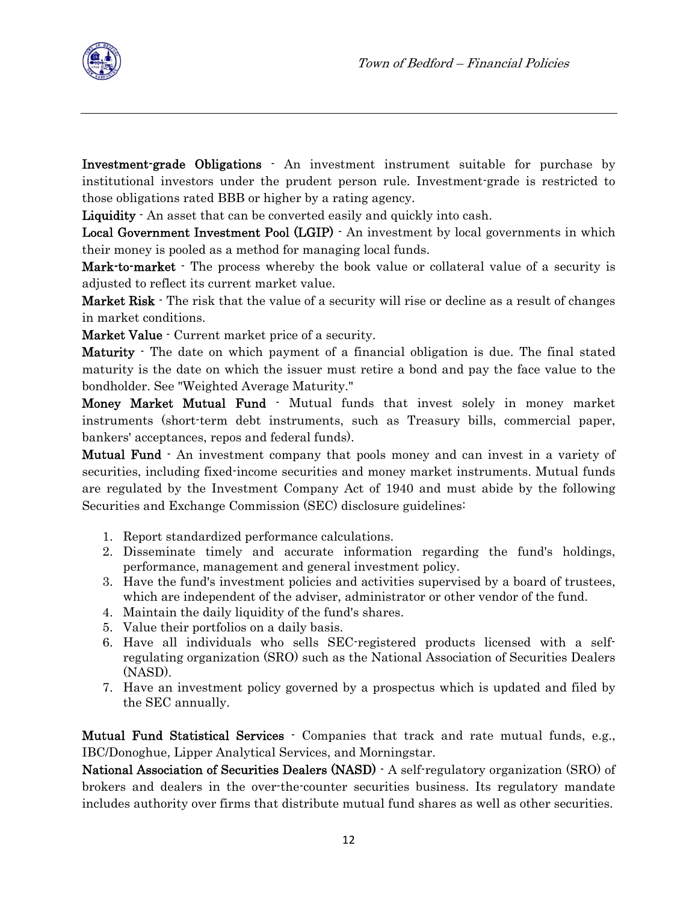**Investment-grade Obligations** - An investment instrument suitable for purchase by institutional investors under the prudent person rule. Investment-grade is restricted to those obligations rated BBB or higher by a rating agency.

**Liquidity** - An asset that can be converted easily and quickly into cash.

**Local Government Investment Pool (LGIP)** - An investment by local governments in which their money is pooled as a method for managing local funds.

**Mark-to-market** - The process whereby the book value or collateral value of a security is adjusted to reflect its current market value.

**Market Risk** - The risk that the value of a security will rise or decline as a result of changes in market conditions.

**Market Value** - Current market price of a security.

**Maturity** - The date on which payment of a financial obligation is due. The final stated maturity is the date on which the issuer must retire a bond and pay the face value to the bondholder. See "Weighted Average Maturity."

**Money Market Mutual Fund** - Mutual funds that invest solely in money market instruments (short-term debt instruments, such as Treasury bills, commercial paper, bankers' acceptances, repos and federal funds).

**Mutual Fund** - An investment company that pools money and can invest in a variety of securities, including fixed-income securities and money market instruments. Mutual funds are regulated by the Investment Company Act of 1940 and must abide by the following Securities and Exchange Commission (SEC) disclosure guidelines:

1. Report standardized performance calculations.
2. Disseminate timely and accurate information regarding the fund's holdings, performance, management and general investment policy.
3. Have the fund's investment policies and activities supervised by a board of trustees, which are independent of the adviser, administrator or other vendor of the fund.
4. Maintain the daily liquidity of the fund's shares.
5. Value their portfolios on a daily basis.
6. Have all individuals who sells SEC-registered products licensed with a self-regulating organization (SRO) such as the National Association of Securities Dealers (NASD).
7. Have an investment policy governed by a prospectus which is updated and filed by the SEC annually.

**Mutual Fund Statistical Services** - Companies that track and rate mutual funds, e.g., IBC/Donoghue, Lipper Analytical Services, and Morningstar.

**National Association of Securities Dealers (NASD)** - A self-regulatory organization (SRO) of brokers and dealers in the over-the-counter securities business. Its regulatory mandate includes authority over firms that distribute mutual fund shares as well as other securities.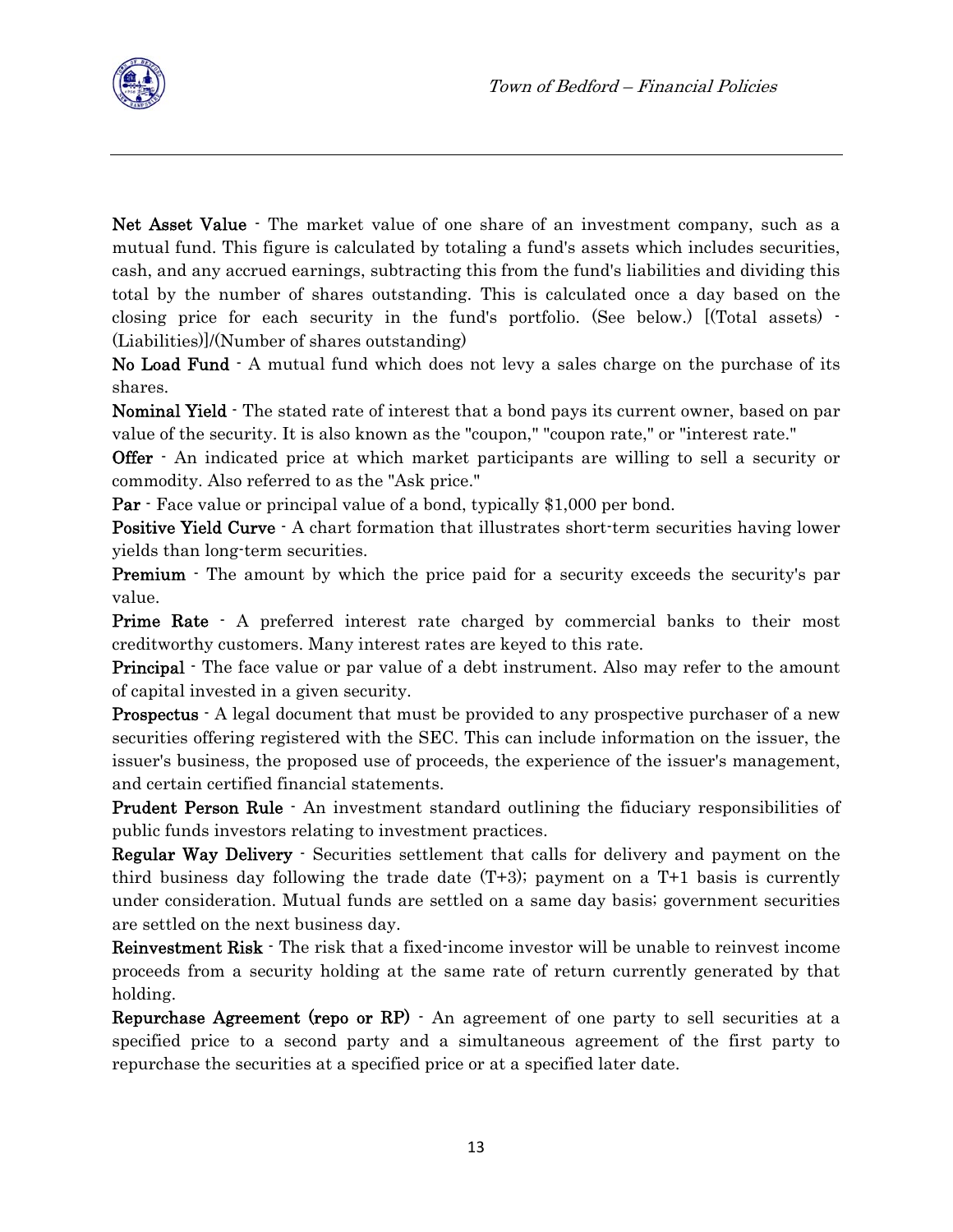**Net Asset Value** - The market value of one share of an investment company, such as a mutual fund. This figure is calculated by totaling a fund's assets which includes securities, cash, and any accrued earnings, subtracting this from the fund's liabilities and dividing this total by the number of shares outstanding. This is calculated once a day based on the closing price for each security in the fund's portfolio. (See below.) [(Total assets) - (Liabilities)]/(Number of shares outstanding)

**No Load Fund** - A mutual fund which does not levy a sales charge on the purchase of its shares.

**Nominal Yield** - The stated rate of interest that a bond pays its current owner, based on par value of the security. It is also known as the "coupon," "coupon rate," or "interest rate."

**Offer** - An indicated price at which market participants are willing to sell a security or commodity. Also referred to as the "Ask price."

**Par** - Face value or principal value of a bond, typically $1,000 per bond.

**Positive Yield Curve** - A chart formation that illustrates short-term securities having lower yields than long-term securities.

**Premium** - The amount by which the price paid for a security exceeds the security's par value.

**Prime Rate** - A preferred interest rate charged by commercial banks to their most creditworthy customers. Many interest rates are keyed to this rate.

**Principal** - The face value or par value of a debt instrument. Also may refer to the amount of capital invested in a given security.

**Prospectus** - A legal document that must be provided to any prospective purchaser of a new securities offering registered with the SEC. This can include information on the issuer, the issuer's business, the proposed use of proceeds, the experience of the issuer's management, and certain certified financial statements.

**Prudent Person Rule** - An investment standard outlining the fiduciary responsibilities of public funds investors relating to investment practices.

**Regular Way Delivery** - Securities settlement that calls for delivery and payment on the third business day following the trade date (T+3); payment on a T+1 basis is currently under consideration. Mutual funds are settled on a same day basis; government securities are settled on the next business day.

**Reinvestment Risk** - The risk that a fixed-income investor will be unable to reinvest income proceeds from a security holding at the same rate of return currently generated by that holding.

**Repurchase Agreement (repo or RP)** - An agreement of one party to sell securities at a specified price to a second party and a simultaneous agreement of the first party to repurchase the securities at a specified price or at a specified later date.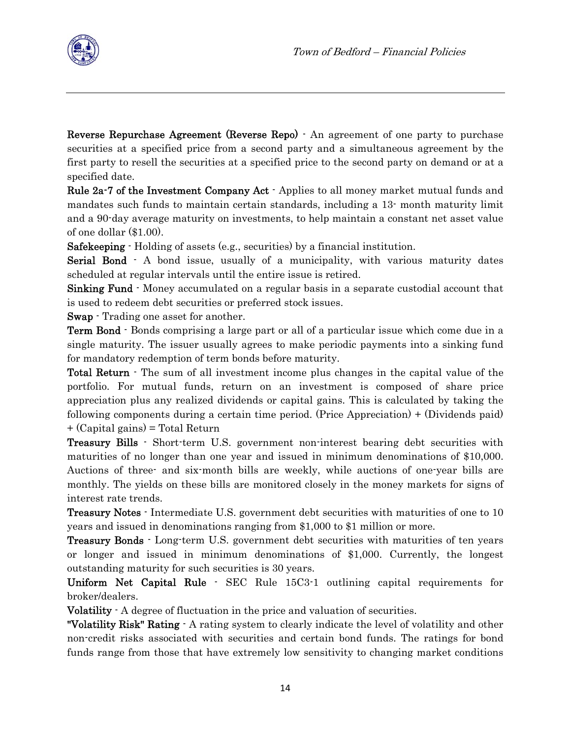**Reverse Repurchase Agreement (Reverse Repo)** - An agreement of one party to purchase securities at a specified price from a second party and a simultaneous agreement by the first party to resell the securities at a specified price to the second party on demand or at a specified date.

**Rule 2a-7 of the Investment Company Act** - Applies to all money market mutual funds and mandates such funds to maintain certain standards, including a 13- month maturity limit and a 90-day average maturity on investments, to help maintain a constant net asset value of one dollar ($1.00).

**Safekeeping** - Holding of assets (e.g., securities) by a financial institution.

**Serial Bond** - A bond issue, usually of a municipality, with various maturity dates scheduled at regular intervals until the entire issue is retired.

**Sinking Fund** - Money accumulated on a regular basis in a separate custodial account that is used to redeem debt securities or preferred stock issues.

**Swap** - Trading one asset for another.

**Term Bond** - Bonds comprising a large part or all of a particular issue which come due in a single maturity. The issuer usually agrees to make periodic payments into a sinking fund for mandatory redemption of term bonds before maturity.

**Total Return** - The sum of all investment income plus changes in the capital value of the portfolio. For mutual funds, return on an investment is composed of share price appreciation plus any realized dividends or capital gains. This is calculated by taking the following components during a certain time period. (Price Appreciation) + (Dividends paid) + (Capital gains) = Total Return

**Treasury Bills** - Short-term U.S. government non-interest bearing debt securities with maturities of no longer than one year and issued in minimum denominations of $10,000. Auctions of three- and six-month bills are weekly, while auctions of one-year bills are monthly. The yields on these bills are monitored closely in the money markets for signs of interest rate trends.

**Treasury Notes** - Intermediate U.S. government debt securities with maturities of one to 10 years and issued in denominations ranging from $1,000 to $1 million or more.

**Treasury Bonds** - Long-term U.S. government debt securities with maturities of ten years or longer and issued in minimum denominations of $1,000. Currently, the longest outstanding maturity for such securities is 30 years.

**Uniform Net Capital Rule** - SEC Rule 15C3-1 outlining capital requirements for broker/dealers.

**Volatility** - A degree of fluctuation in the price and valuation of securities.

**"Volatility Risk" Rating** - A rating system to clearly indicate the level of volatility and other non-credit risks associated with securities and certain bond funds. The ratings for bond funds range from those that have extremely low sensitivity to changing market conditions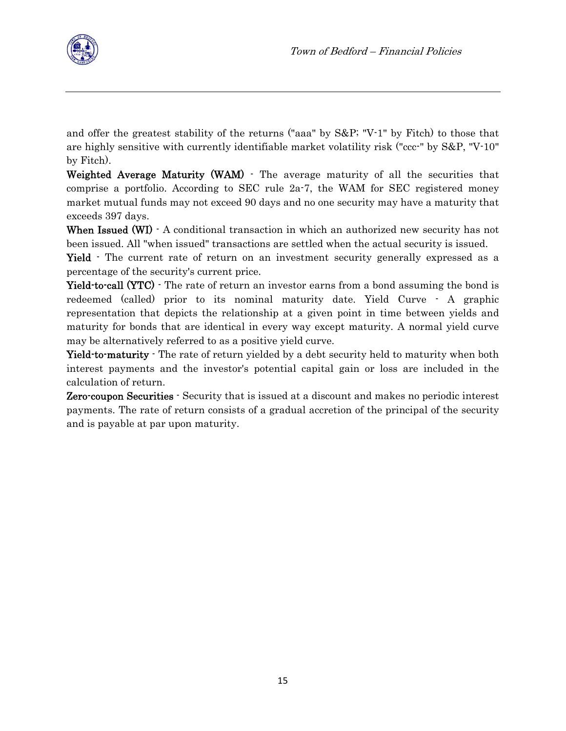and offer the greatest stability of the returns ("aaa" by S&P; "V-1" by Fitch) to those that are highly sensitive with currently identifiable market volatility risk ("ccc-" by S&P, "V-10" by Fitch).

**Weighted Average Maturity (WAM)** - The average maturity of all the securities that comprise a portfolio. According to SEC rule 2a-7, the WAM for SEC registered money market mutual funds may not exceed 90 days and no one security may have a maturity that exceeds 397 days.

**When Issued (WI)** - A conditional transaction in which an authorized new security has not been issued. All "when issued" transactions are settled when the actual security is issued.

**Yield** - The current rate of return on an investment security generally expressed as a percentage of the security's current price.

**Yield-to-call (YTC)** - The rate of return an investor earns from a bond assuming the bond is redeemed (called) prior to its nominal maturity date. Yield Curve - A graphic representation that depicts the relationship at a given point in time between yields and maturity for bonds that are identical in every way except maturity. A normal yield curve may be alternatively referred to as a positive yield curve.

**Yield-to-maturity** - The rate of return yielded by a debt security held to maturity when both interest payments and the investor's potential capital gain or loss are included in the calculation of return.

**Zero-coupon Securities** - Security that is issued at a discount and makes no periodic interest payments. The rate of return consists of a gradual accretion of the principal of the security and is payable at par upon maturity.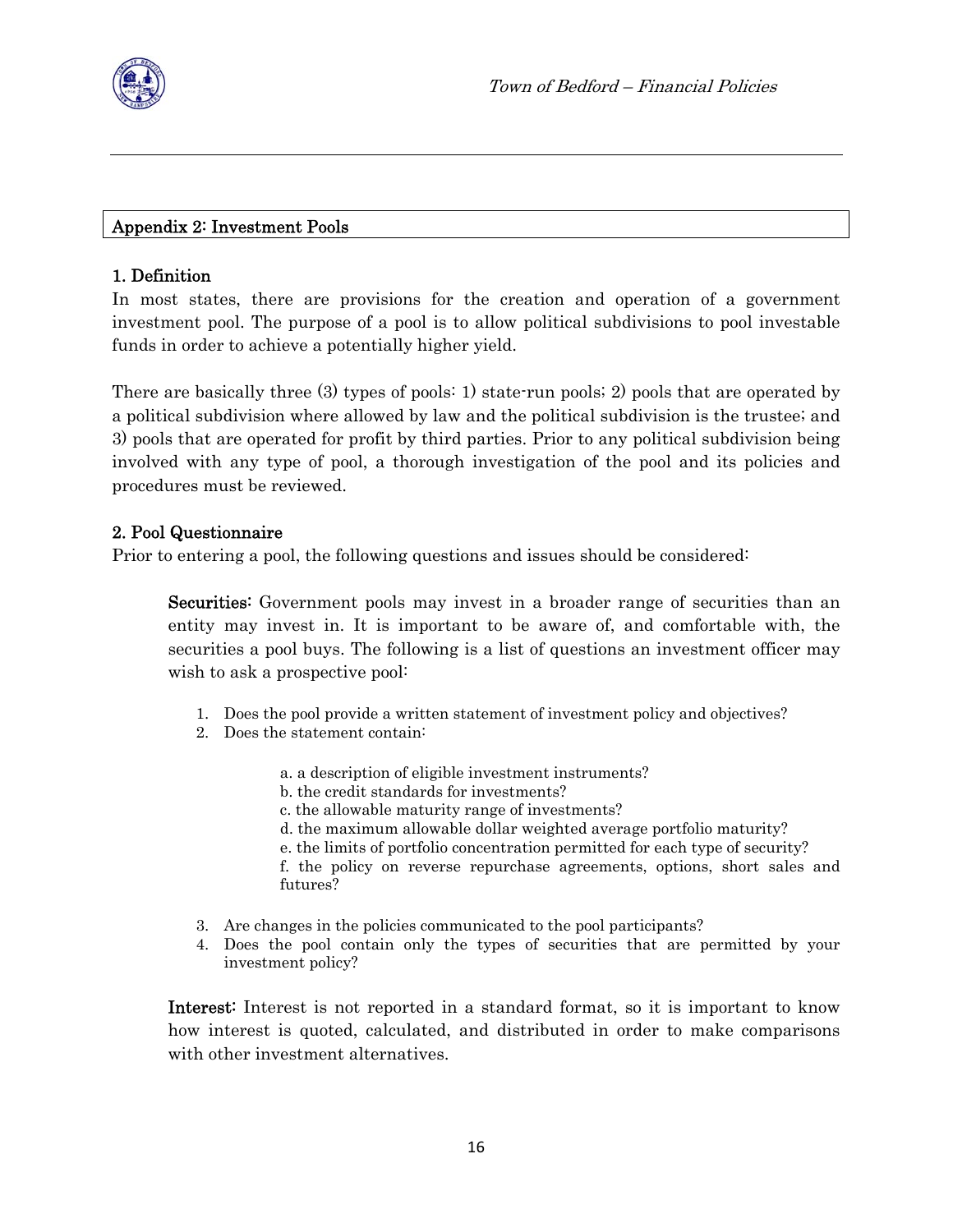## Appendix 2: Investment Pools

### 1. Definition

In most states, there are provisions for the creation and operation of a government investment pool. The purpose of a pool is to allow political subdivisions to pool investable funds in order to achieve a potentially higher yield.

There are basically three (3) types of pools: 1) state-run pools; 2) pools that are operated by a political subdivision where allowed by law and the political subdivision is the trustee; and 3) pools that are operated for profit by third parties. Prior to any political subdivision being involved with any type of pool, a thorough investigation of the pool and its policies and procedures must be reviewed.

### 2. Pool Questionnaire

Prior to entering a pool, the following questions and issues should be considered:

**Securities:** Government pools may invest in a broader range of securities than an entity may invest in. It is important to be aware of, and comfortable with, the securities a pool buys. The following is a list of questions an investment officer may wish to ask a prospective pool:

1. Does the pool provide a written statement of investment policy and objectives?
2. Does the statement contain:

    a. a description of eligible investment instruments?
    b. the credit standards for investments?
    c. the allowable maturity range of investments?
    d. the maximum allowable dollar weighted average portfolio maturity?
    e. the limits of portfolio concentration permitted for each type of security?
    f. the policy on reverse repurchase agreements, options, short sales and futures?

3. Are changes in the policies communicated to the pool participants?
4. Does the pool contain only the types of securities that are permitted by your investment policy?

**Interest:** Interest is not reported in a standard format, so it is important to know how interest is quoted, calculated, and distributed in order to make comparisons with other investment alternatives.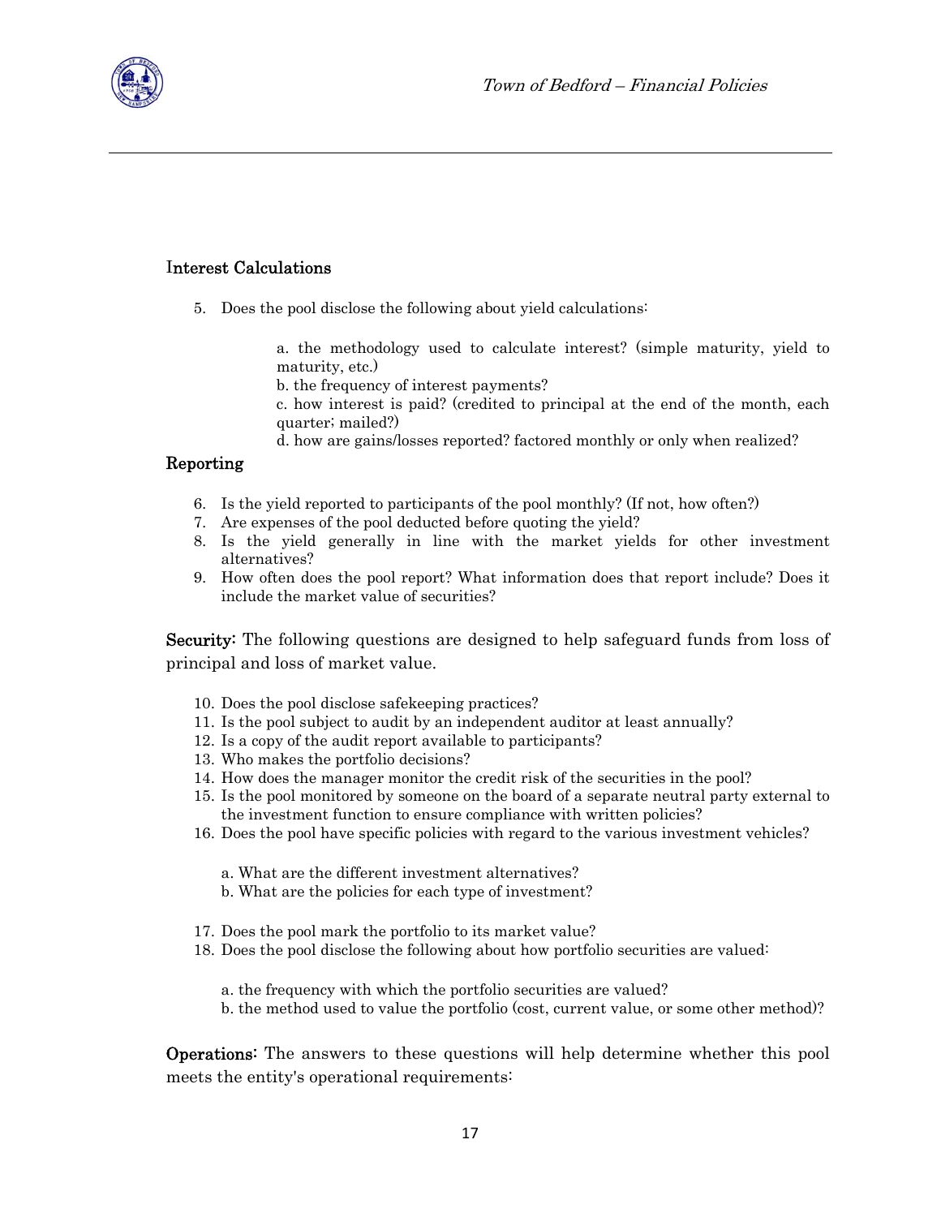**Interest Calculations**

5. Does the pool disclose the following about yield calculations:

   a. the methodology used to calculate interest? (simple maturity, yield to maturity, etc.)
   b. the frequency of interest payments?
   c. how interest is paid? (credited to principal at the end of the month, each quarter; mailed?)
   d. how are gains/losses reported? factored monthly or only when realized?

**Reporting**

6. Is the yield reported to participants of the pool monthly? (If not, how often?)
7. Are expenses of the pool deducted before quoting the yield?
8. Is the yield generally in line with the market yields for other investment alternatives?
9. How often does the pool report? What information does that report include? Does it include the market value of securities?

**Security:** The following questions are designed to help safeguard funds from loss of principal and loss of market value.

10. Does the pool disclose safekeeping practices?
11. Is the pool subject to audit by an independent auditor at least annually?
12. Is a copy of the audit report available to participants?
13. Who makes the portfolio decisions?
14. How does the manager monitor the credit risk of the securities in the pool?
15. Is the pool monitored by someone on the board of a separate neutral party external to the investment function to ensure compliance with written policies?
16. Does the pool have specific policies with regard to the various investment vehicles?

    a. What are the different investment alternatives?
    b. What are the policies for each type of investment?

17. Does the pool mark the portfolio to its market value?
18. Does the pool disclose the following about how portfolio securities are valued:

    a. the frequency with which the portfolio securities are valued?
    b. the method used to value the portfolio (cost, current value, or some other method)?

**Operations:** The answers to these questions will help determine whether this pool meets the entity's operational requirements: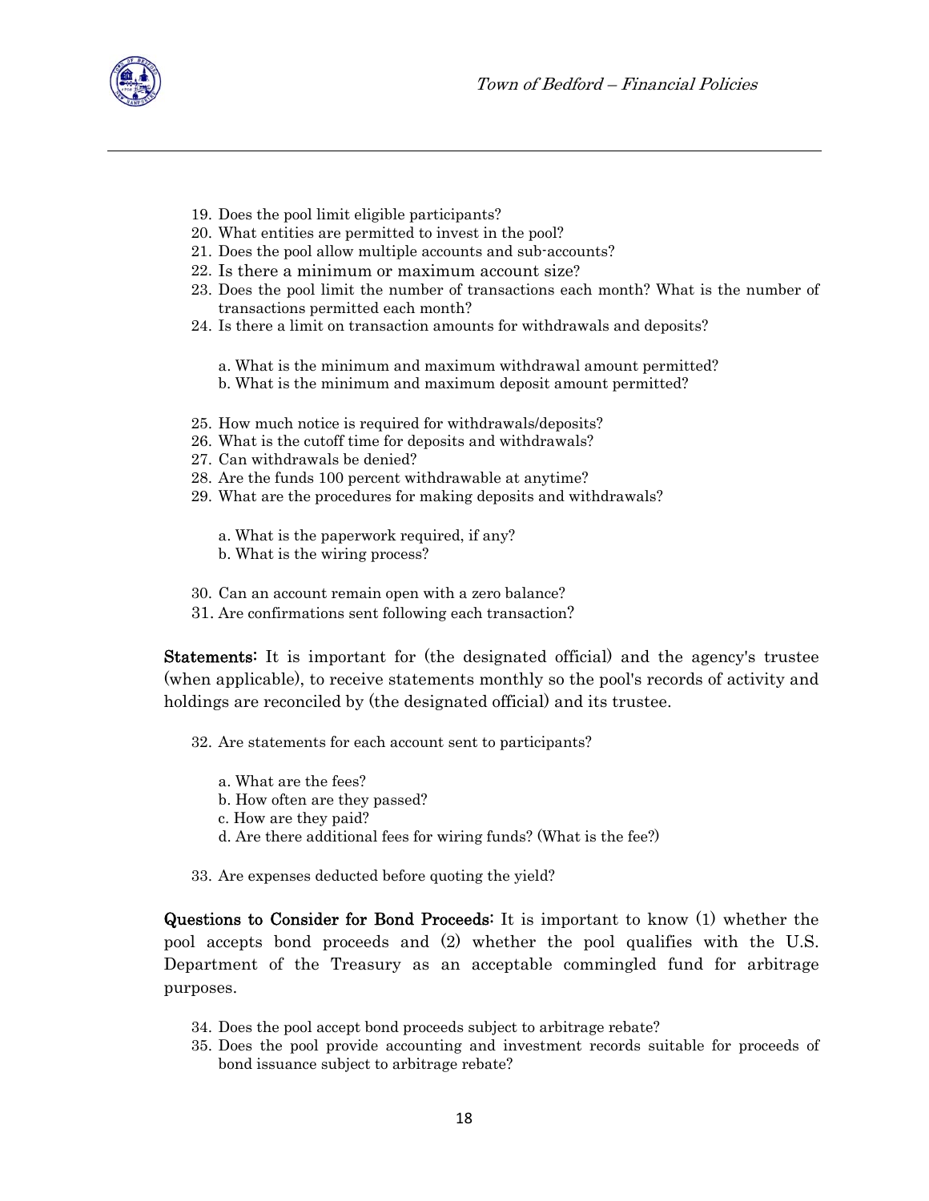19. Does the pool limit eligible participants?
20. What entities are permitted to invest in the pool?
21. Does the pool allow multiple accounts and sub-accounts?
22. Is there a minimum or maximum account size?
23. Does the pool limit the number of transactions each month? What is the number of transactions permitted each month?
24. Is there a limit on transaction amounts for withdrawals and deposits?

    a. What is the minimum and maximum withdrawal amount permitted?
    b. What is the minimum and maximum deposit amount permitted?

25. How much notice is required for withdrawals/deposits?
26. What is the cutoff time for deposits and withdrawals?
27. Can withdrawals be denied?
28. Are the funds 100 percent withdrawable at anytime?
29. What are the procedures for making deposits and withdrawals?

    a. What is the paperwork required, if any?
    b. What is the wiring process?

30. Can an account remain open with a zero balance?
31. Are confirmations sent following each transaction?

**Statements:** It is important for (the designated official) and the agency's trustee (when applicable), to receive statements monthly so the pool's records of activity and holdings are reconciled by (the designated official) and its trustee.

32. Are statements for each account sent to participants?

    a. What are the fees?
    b. How often are they passed?
    c. How are they paid?
    d. Are there additional fees for wiring funds? (What is the fee?)

33. Are expenses deducted before quoting the yield?

**Questions to Consider for Bond Proceeds:** It is important to know (1) whether the pool accepts bond proceeds and (2) whether the pool qualifies with the U.S. Department of the Treasury as an acceptable commingled fund for arbitrage purposes.

34. Does the pool accept bond proceeds subject to arbitrage rebate?
35. Does the pool provide accounting and investment records suitable for proceeds of bond issuance subject to arbitrage rebate?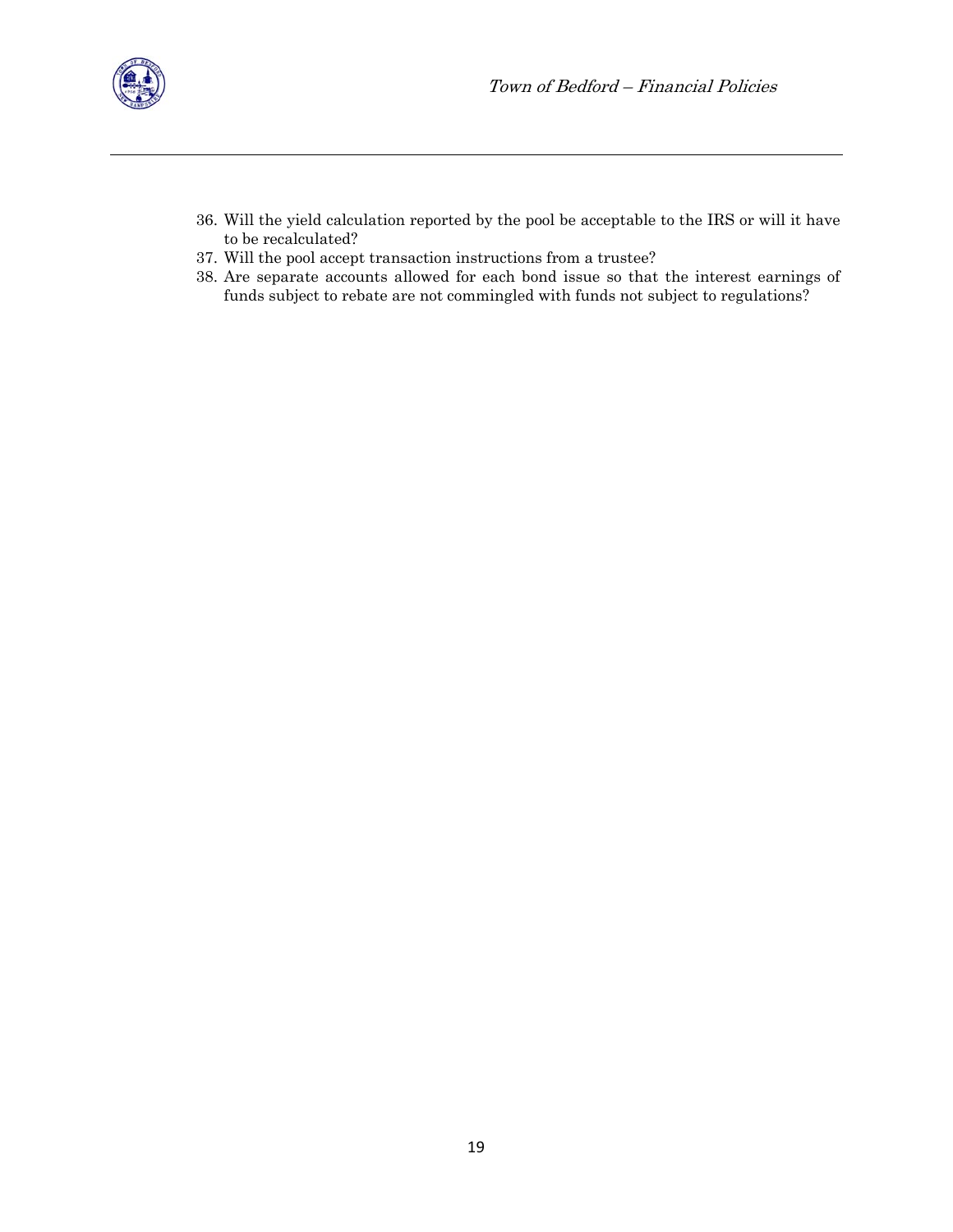36. Will the yield calculation reported by the pool be acceptable to the IRS or will it have to be recalculated?
37. Will the pool accept transaction instructions from a trustee?
38. Are separate accounts allowed for each bond issue so that the interest earnings of funds subject to rebate are not commingled with funds not subject to regulations?